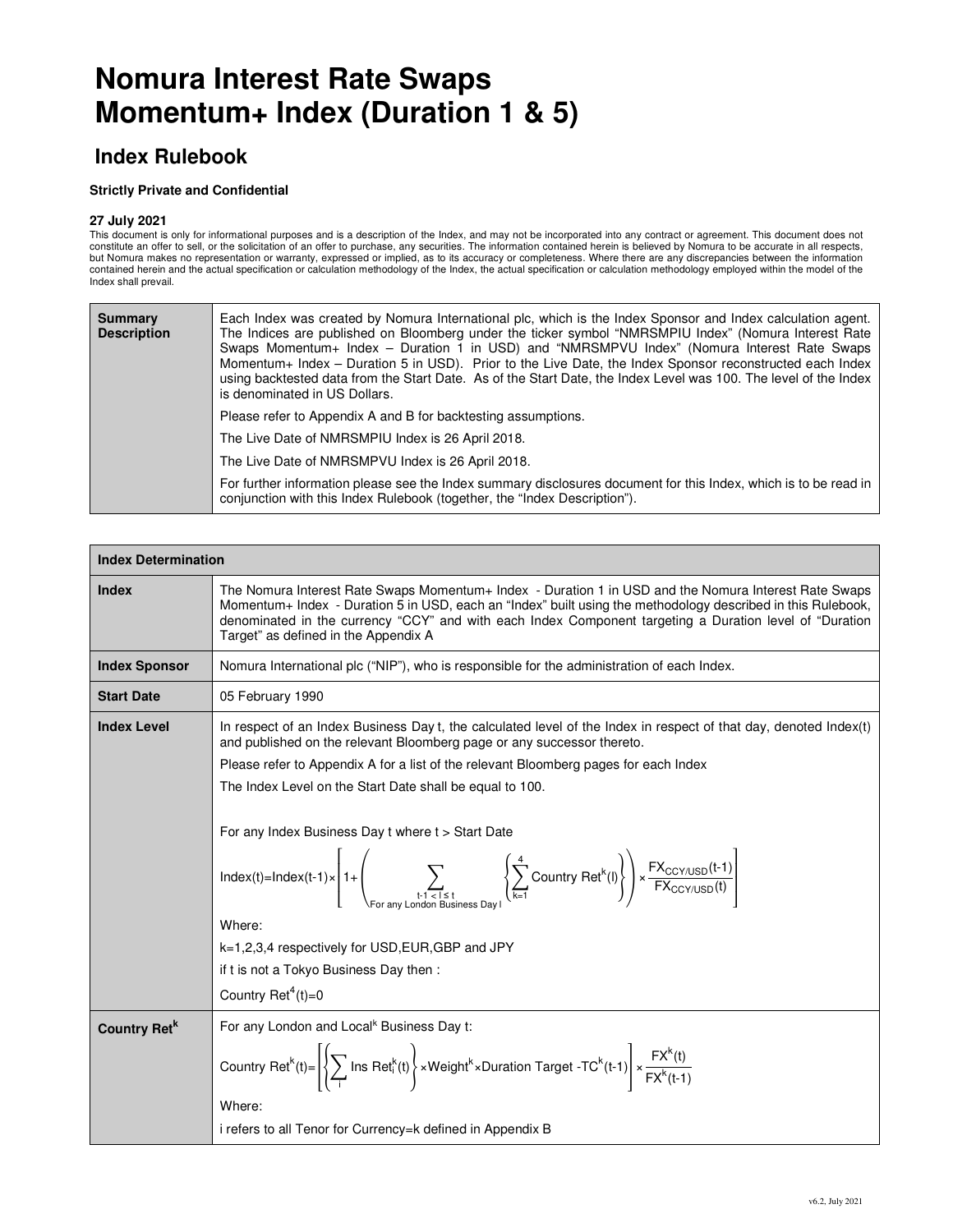# Nomura Interest Rate Swaps Momentum+ Index (Duration 1 & 5)

## Index Rulebook

**Strictly Private and Confidential**

**27 July 2021**

This document is only for informational purposes and is a description of the Index, and may not be incorporated into any contract or agreement. This document does not constitute an offer to sell, or the solicitation of an offer to purchase, any securities. The information contained herein is believed by Nomura to be accurate in all respects, but Nomura makes no representation or warranty, expressed or implied, as to its accuracy or completeness. Where there are any discrepancies between the information contained herein and the actual specification or calculation methodology of the Index, the actual specification or calculation methodology employed within the model of the Index shall prevail.

| **Summary Description** | Each Index was created by Nomura International plc, which is the Index Sponsor and Index calculation agent. The Indices are published on Bloomberg under the ticker symbol "NMRSMPIU Index" (Nomura Interest Rate Swaps Momentum+ Index – Duration 1 in USD) and "NMRSMPVU Index" (Nomura Interest Rate Swaps Momentum+ Index – Duration 5 in USD). Prior to the Live Date, the Index Sponsor reconstructed each Index using backtested data from the Start Date. As of the Start Date, the Index Level was 100. The level of the Index is denominated in US Dollars.<br><br>Please refer to Appendix A and B for backtesting assumptions.<br><br>The Live Date of NMRSMPIU Index is 26 April 2018.<br><br>The Live Date of NMRSMPVU Index is 26 April 2018.<br><br>For further information please see the Index summary disclosures document for this Index, which is to be read in conjunction with this Index Rulebook (together, the "Index Description"). |
|---|---|

| **Index Determination** | |
|---|---|
| **Index** | The Nomura Interest Rate Swaps Momentum+ Index - Duration 1 in USD and the Nomura Interest Rate Swaps Momentum+ Index - Duration 5 in USD, each an "Index" built using the methodology described in this Rulebook, denominated in the currency "CCY" and with each Index Component targeting a Duration level of "Duration Target" as defined in the Appendix A |
| **Index Sponsor** | Nomura International plc ("NIP"), who is responsible for the administration of each Index. |
| **Start Date** | 05 February 1990 |
| **Index Level** | In respect of an Index Business Day t, the calculated level of the Index in respect of that day, denoted Index(t) and published on the relevant Bloomberg page or any successor thereto.<br><br>Please refer to Appendix A for a list of the relevant Bloomberg pages for each Index<br><br>The Index Level on the Start Date shall be equal to 100.<br><br>For any Index Business Day t where t > Start Date<br><br>$\text{Index}(t)=\text{Index}(t-1)\times\left[1+\left(\sum_{\substack{t-1<l\leq t \\ \text{For any London Business Day } l}}\left\{\sum_{k=1}^{4}\text{Country Ret}^{k}(l)\right\}\right)\times\frac{FX_{CCY/USD}(t-1)}{FX_{CCY/USD}(t)}\right]$<br><br>Where:<br><br>k=1,2,3,4 respectively for USD,EUR,GBP and JPY<br><br>if t is not a Tokyo Business Day then :<br><br>$\text{Country Ret}^{4}(t)=0$ |
| **Country Ret$^k$** | For any London and Local$^k$ Business Day t:<br><br>$\text{Country Ret}^{k}(t)=\left[\left\{\left(\sum_{i}\text{Ins Ret}_{i}^{k}(t)\right)\times\text{Weight}^{k}\times\text{Duration Target}-TC^{k}(t-1)\right\}\right]\times\frac{FX^{k}(t)}{FX^{k}(t-1)}$<br><br>Where:<br><br>i refers to all Tenor for Currency=k defined in Appendix B |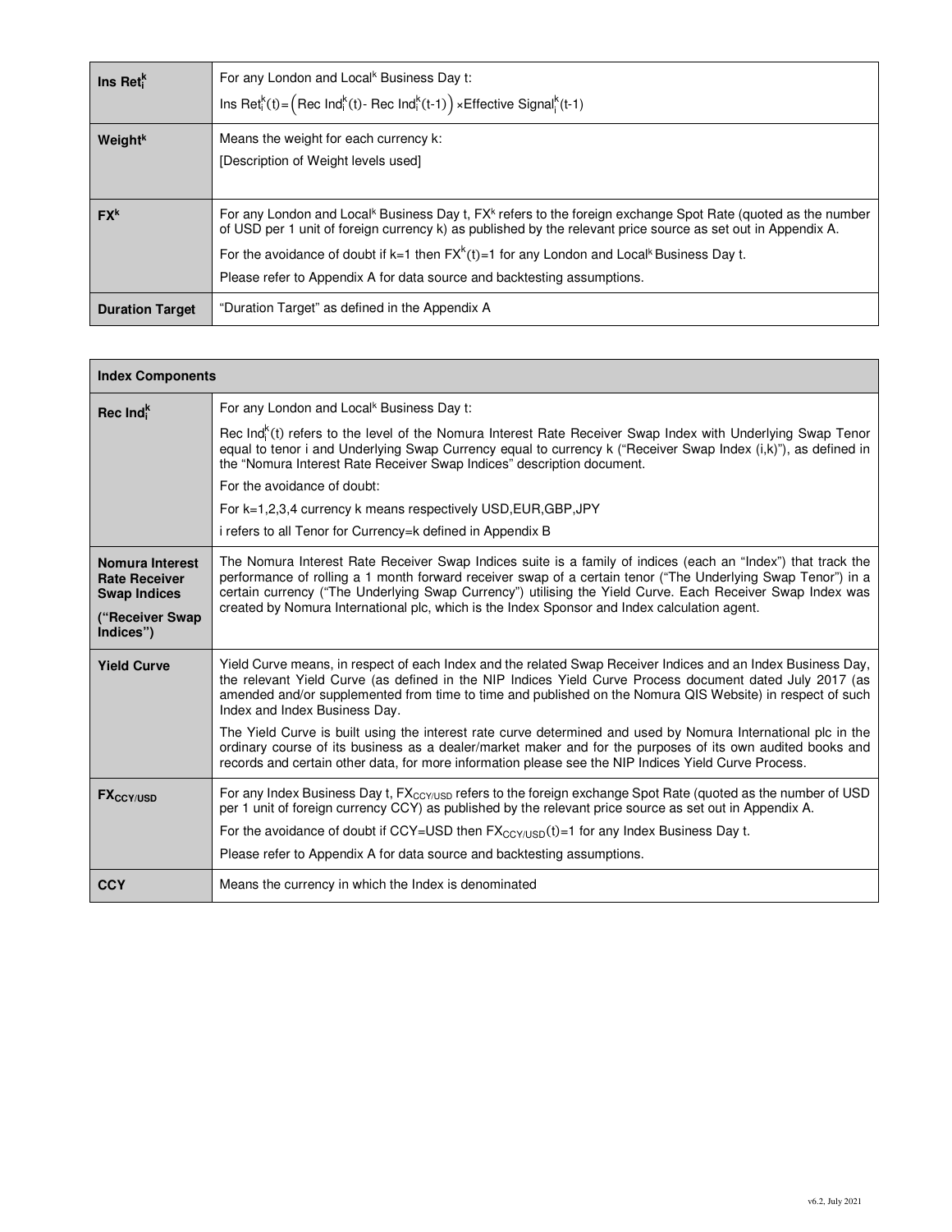| | |
|---|---|
| **Ins $Ret_i^k$** | For any London and Local$^k$ Business Day t: $\text{Ins Ret}_i^k(t) = \left(\text{Rec Ind}_i^k(t) - \text{Rec Ind}_i^k(t-1)\right) \times \text{Effective Signal}_i^k(t-1)$ |
| **$Weight^k$** | Means the weight for each currency k: [Description of Weight levels used] |
| **$FX^k$** | For any London and Local$^k$ Business Day t, $FX^k$ refers to the foreign exchange Spot Rate (quoted as the number of USD per 1 unit of foreign currency k) as published by the relevant price source as set out in Appendix A. For the avoidance of doubt if k=1 then $FX^k(t)=1$ for any London and Local$^k$ Business Day t. Please refer to Appendix A for data source and backtesting assumptions. |
| **Duration Target** | "Duration Target" as defined in the Appendix A |

| **Index Components** | |
|---|---|
| **Rec $Ind_i^k$** | For any London and Local$^k$ Business Day t: $\text{Rec Ind}_i^k(t)$ refers to the level of the Nomura Interest Rate Receiver Swap Index with Underlying Swap Tenor equal to tenor i and Underlying Swap Currency equal to currency k ("Receiver Swap Index (i,k)"), as defined in the "Nomura Interest Rate Receiver Swap Indices" description document. For the avoidance of doubt: For k=1,2,3,4 currency k means respectively USD,EUR,GBP,JPY. i refers to all Tenor for Currency=k defined in Appendix B |
| **Nomura Interest Rate Receiver Swap Indices ("Receiver Swap Indices")** | The Nomura Interest Rate Receiver Swap Indices suite is a family of indices (each an "Index") that track the performance of rolling a 1 month forward receiver swap of a certain tenor ("The Underlying Swap Tenor") in a certain currency ("The Underlying Swap Currency") utilising the Yield Curve. Each Receiver Swap Index was created by Nomura International plc, which is the Index Sponsor and Index calculation agent. |
| **Yield Curve** | Yield Curve means, in respect of each Index and the related Swap Receiver Indices and an Index Business Day, the relevant Yield Curve (as defined in the NIP Indices Yield Curve Process document dated July 2017 (as amended and/or supplemented from time to time and published on the Nomura QIS Website) in respect of such Index and Index Business Day. The Yield Curve is built using the interest rate curve determined and used by Nomura International plc in the ordinary course of its business as a dealer/market maker and for the purposes of its own audited books and records and certain other data, for more information please see the NIP Indices Yield Curve Process. |
| **$FX_{CCY/USD}$** | For any Index Business Day t, $FX_{CCY/USD}$ refers to the foreign exchange Spot Rate (quoted as the number of USD per 1 unit of foreign currency CCY) as published by the relevant price source as set out in Appendix A. For the avoidance of doubt if CCY=USD then $FX_{CCY/USD}(t)=1$ for any Index Business Day t. Please refer to Appendix A for data source and backtesting assumptions. |
| **CCY** | Means the currency in which the Index is denominated |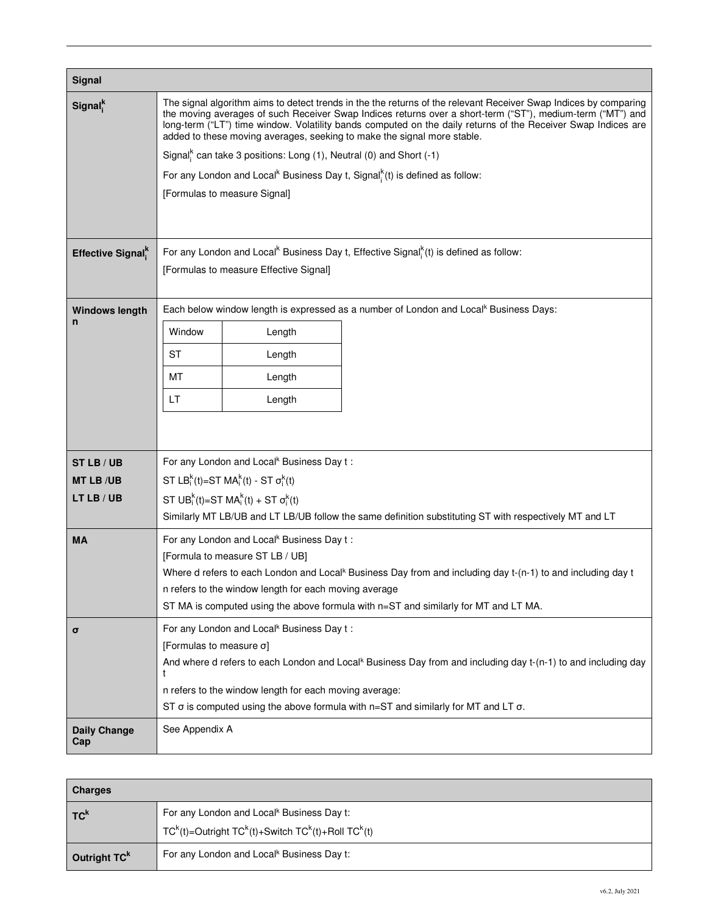| Signal | |
|---|---|
| **$Signal_i^k$** | The signal algorithm aims to detect trends in the the returns of the relevant Receiver Swap Indices by comparing the moving averages of such Receiver Swap Indices returns over a short-term (“ST”), medium-term (“MT”) and long-term (“LT”) time window. Volatility bands computed on the daily returns of the Receiver Swap Indices are added to these moving averages, seeking to make the signal more stable.<br><br>$Signal_i^k$ can take 3 positions: Long (1), Neutral (0) and Short (-1)<br><br>For any London and Local$^k$ Business Day t, $Signal_i^k(t)$ is defined as follow:<br><br>[Formulas to measure Signal] |
| **Effective $Signal_i^k$** | For any London and Local$^k$ Business Day t, Effective $Signal_i^k(t)$ is defined as follow:<br><br>[Formulas to measure Effective Signal] |
| **Windows length n** | Each below window length is expressed as a number of London and Local$^k$ Business Days:<br><br>Window: Length<br>ST: Length<br>MT: Length<br>LT: Length |
| **ST LB / UB**<br>**MT LB /UB**<br>**LT LB / UB** | For any London and Local$^k$ Business Day t :<br><br>$ST\ LB_i^k(t) = ST\ MA_i^k(t) - ST\ \sigma_i^k(t)$<br><br>$ST\ UB_i^k(t) = ST\ MA_i^k(t) + ST\ \sigma_i^k(t)$<br><br>Similarly MT LB/UB and LT LB/UB follow the same definition substituting ST with respectively MT and LT |
| **MA** | For any London and Local$^k$ Business Day t :<br><br>[Formula to measure ST LB / UB]<br><br>Where d refers to each London and Local$^k$ Business Day from and including day t-(n-1) to and including day t<br><br>n refers to the window length for each moving average<br><br>ST MA is computed using the above formula with n=ST and similarly for MT and LT MA. |
| **σ** | For any London and Local$^k$ Business Day t :<br><br>[Formulas to measure σ]<br><br>And where d refers to each London and Local$^k$ Business Day from and including day t-(n-1) to and including day t<br><br>n refers to the window length for each moving average:<br><br>ST σ is computed using the above formula with n=ST and similarly for MT and LT σ. |
| **Daily Change Cap** | See Appendix A |

| Charges | |
|---|---|
| **$TC^k$** | For any London and Local$^k$ Business Day t:<br><br>$TC^k(t) = Outright\ TC^k(t) + Switch\ TC^k(t) + Roll\ TC^k(t)$ |
| **Outright $TC^k$** | For any London and Local$^k$ Business Day t: |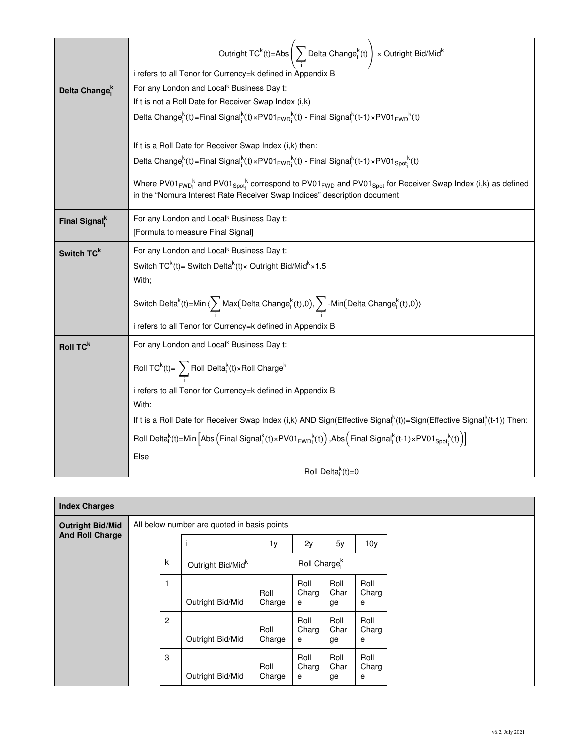| | |
|---|---|
| | $$\text{Outright TC}^k(t)=\text{Abs}\left(\sum_i \text{Delta Change}_i^k(t)\right) \times \text{Outright Bid/Mid}^k$$ i refers to all Tenor for Currency=k defined in Appendix B |
| **Delta Change$_i^k$** | For any London and Local$^k$ Business Day t:<br>If t is not a Roll Date for Receiver Swap Index (i,k)<br>$\text{Delta Change}_i^k(t)=\text{Final Signal}_i^k(t)\times\text{PV01}_{\text{FWD}_i}{}^k(t) - \text{Final Signal}_i^k(t\text{-}1)\times\text{PV01}_{\text{FWD}_i}{}^k(t)$<br><br>If t is a Roll Date for Receiver Swap Index (i,k) then:<br>$\text{Delta Change}_i^k(t)=\text{Final Signal}_i^k(t)\times\text{PV01}_{\text{FWD}_i}{}^k(t) - \text{Final Signal}_i^k(t\text{-}1)\times\text{PV01}_{\text{Spot}_i}{}^k(t)$<br><br>Where $\text{PV01}_{\text{FWD}_i}{}^k$ and $\text{PV01}_{\text{Spot}_i}{}^k$ correspond to $\text{PV01}_{\text{FWD}}$ and $\text{PV01}_{\text{Spot}}$ for Receiver Swap Index (i,k) as defined in the "Nomura Interest Rate Receiver Swap Indices" description document |
| **Final Signal$_i^k$** | For any London and Local$^k$ Business Day t:<br>[Formula to measure Final Signal] |
| **Switch TC$^k$** | For any London and Local$^k$ Business Day t:<br>$\text{Switch TC}^k(t)=\text{Switch Delta}^k(t)\times\text{Outright Bid/Mid}^k\times1.5$<br>With;<br>$\text{Switch Delta}^k(t)=\text{Min}\langle\sum_i \text{Max}(\text{Delta Change}_i^k(t),0),\sum_i \text{-Min}(\text{Delta Change}_i^k(t),0)\rangle$<br>i refers to all Tenor for Currency=k defined in Appendix B |
| **Roll TC$^k$** | For any London and Local$^k$ Business Day t:<br>$\text{Roll TC}^k(t)=\sum_i \text{Roll Delta}_i^k(t)\times\text{Roll Charge}_i^k$<br>i refers to all Tenor for Currency=k defined in Appendix B<br>With:<br>If t is a Roll Date for Receiver Swap Index (i,k) AND Sign(Effective Signal$_i^k$(t))=Sign(Effective Signal$_i^k$(t-1)) Then:<br>$\text{Roll Delta}_i^k(t)=\text{Min}\left[\text{Abs}\left(\text{Final Signal}_i^k(t)\times\text{PV01}_{\text{FWD}_i}{}^k(t)\right),\text{Abs}\left(\text{Final Signal}_i^k(t\text{-}1)\times\text{PV01}_{\text{Spot}_i}{}^k(t)\right)\right]$<br>Else<br>$\text{Roll Delta}_i^k(t)=0$ |

| **Index Charges** | |
|---|---|
| **Outright Bid/Mid And Roll Charge** | All below number are quoted in basis points |

| | i | 1y | 2y | 5y | 10y |
|---|---|---|---|---|---|
| k | Outright Bid/Mid$^k$ | Roll Charge$_i^k$ | | | |
| 1 | Outright Bid/Mid | Roll Charge | Roll Charge | Roll Charge | Roll Charge |
| 2 | Outright Bid/Mid | Roll Charge | Roll Charge | Roll Charge | Roll Charge |
| 3 | Outright Bid/Mid | Roll Charge | Roll Charge | Roll Charge | Roll Charge |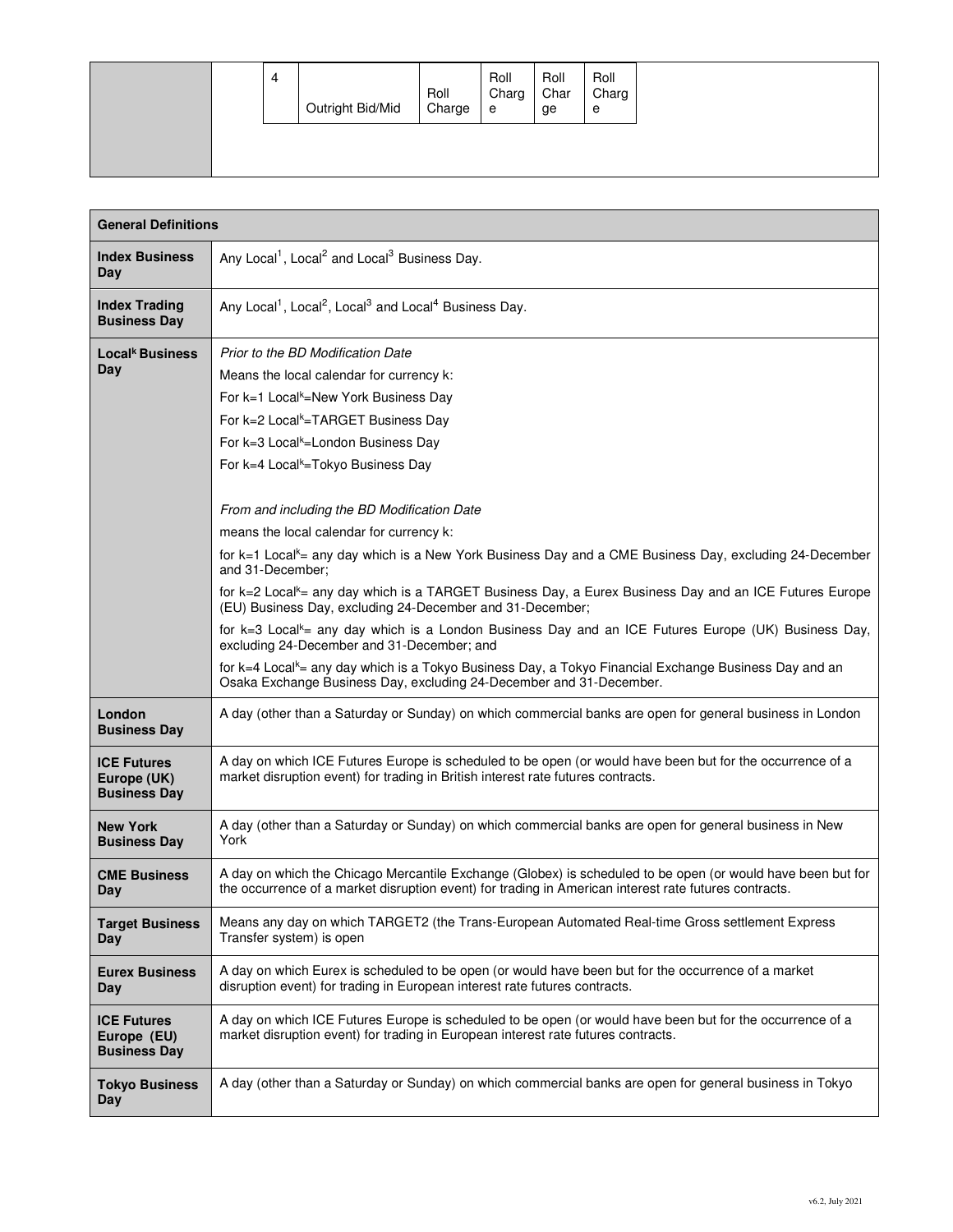| | | | | | | |
|---|---|---|---|---|---|---|
| | 4 | Outright Bid/Mid | Roll Charge | Roll Charge | Roll Charge | Roll Charge |

| General Definitions | |
|---|---|
| **Index Business Day** | Any Local[1], Local[2] and Local[3] Business Day. |
| **Index Trading Business Day** | Any Local[1], Local[2], Local[3] and Local[4] Business Day. |
| **Local[k] Business Day** | *Prior to the BD Modification Date*<br>Means the local calendar for currency k:<br>For k=1 Local[k]=New York Business Day<br>For k=2 Local[k]=TARGET Business Day<br>For k=3 Local[k]=London Business Day<br>For k=4 Local[k]=Tokyo Business Day<br><br>*From and including the BD Modification Date*<br>means the local calendar for currency k:<br>for k=1 Local[k]= any day which is a New York Business Day and a CME Business Day, excluding 24-December and 31-December;<br>for k=2 Local[k]= any day which is a TARGET Business Day, a Eurex Business Day and an ICE Futures Europe (EU) Business Day, excluding 24-December and 31-December;<br>for k=3 Local[k]= any day which is a London Business Day and an ICE Futures Europe (UK) Business Day, excluding 24-December and 31-December; and<br>for k=4 Local[k]= any day which is a Tokyo Business Day, a Tokyo Financial Exchange Business Day and an Osaka Exchange Business Day, excluding 24-December and 31-December. |
| **London Business Day** | A day (other than a Saturday or Sunday) on which commercial banks are open for general business in London |
| **ICE Futures Europe (UK) Business Day** | A day on which ICE Futures Europe is scheduled to be open (or would have been but for the occurrence of a market disruption event) for trading in British interest rate futures contracts. |
| **New York Business Day** | A day (other than a Saturday or Sunday) on which commercial banks are open for general business in New York |
| **CME Business Day** | A day on which the Chicago Mercantile Exchange (Globex) is scheduled to be open (or would have been but for the occurrence of a market disruption event) for trading in American interest rate futures contracts. |
| **Target Business Day** | Means any day on which TARGET2 (the Trans-European Automated Real-time Gross settlement Express Transfer system) is open |
| **Eurex Business Day** | A day on which Eurex is scheduled to be open (or would have been but for the occurrence of a market disruption event) for trading in European interest rate futures contracts. |
| **ICE Futures Europe (EU) Business Day** | A day on which ICE Futures Europe is scheduled to be open (or would have been but for the occurrence of a market disruption event) for trading in European interest rate futures contracts. |
| **Tokyo Business Day** | A day (other than a Saturday or Sunday) on which commercial banks are open for general business in Tokyo |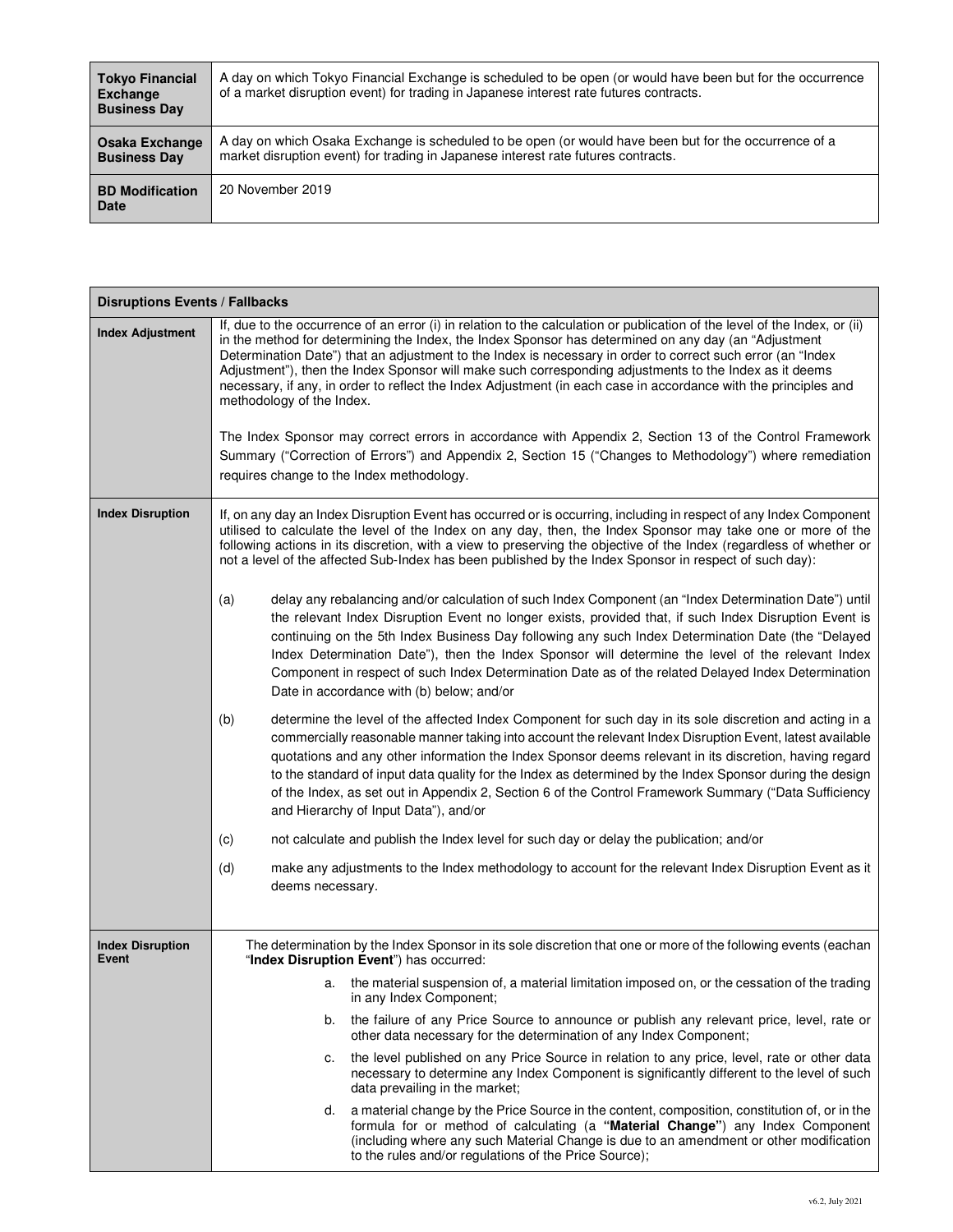| | |
|---|---|
| **Tokyo Financial Exchange Business Day** | A day on which Tokyo Financial Exchange is scheduled to be open (or would have been but for the occurrence of a market disruption event) for trading in Japanese interest rate futures contracts. |
| **Osaka Exchange Business Day** | A day on which Osaka Exchange is scheduled to be open (or would have been but for the occurrence of a market disruption event) for trading in Japanese interest rate futures contracts. |
| **BD Modification Date** | 20 November 2019 |

| **Disruptions Events / Fallbacks** | |
|---|---|
| **Index Adjustment** | If, due to the occurrence of an error (i) in relation to the calculation or publication of the level of the Index, or (ii) in the method for determining the Index, the Index Sponsor has determined on any day (an "Adjustment Determination Date") that an adjustment to the Index is necessary in order to correct such error (an "Index Adjustment"), then the Index Sponsor will make such corresponding adjustments to the Index as it deems necessary, if any, in order to reflect the Index Adjustment (in each case in accordance with the principles and methodology of the Index.<br><br>The Index Sponsor may correct errors in accordance with Appendix 2, Section 13 of the Control Framework Summary ("Correction of Errors") and Appendix 2, Section 15 ("Changes to Methodology") where remediation requires change to the Index methodology. |
| **Index Disruption** | If, on any day an Index Disruption Event has occurred or is occurring, including in respect of any Index Component utilised to calculate the level of the Index on any day, then, the Index Sponsor may take one or more of the following actions in its discretion, with a view to preserving the objective of the Index (regardless of whether or not a level of the affected Sub-Index has been published by the Index Sponsor in respect of such day):<br><br>(a) delay any rebalancing and/or calculation of such Index Component (an "Index Determination Date") until the relevant Index Disruption Event no longer exists, provided that, if such Index Disruption Event is continuing on the 5th Index Business Day following any such Index Determination Date (the "Delayed Index Determination Date"), then the Index Sponsor will determine the level of the relevant Index Component in respect of such Index Determination Date as of the related Delayed Index Determination Date in accordance with (b) below; and/or<br><br>(b) determine the level of the affected Index Component for such day in its sole discretion and acting in a commercially reasonable manner taking into account the relevant Index Disruption Event, latest available quotations and any other information the Index Sponsor deems relevant in its discretion, having regard to the standard of input data quality for the Index as determined by the Index Sponsor during the design of the Index, as set out in Appendix 2, Section 6 of the Control Framework Summary ("Data Sufficiency and Hierarchy of Input Data"), and/or<br><br>(c) not calculate and publish the Index level for such day or delay the publication; and/or<br><br>(d) make any adjustments to the Index methodology to account for the relevant Index Disruption Event as it deems necessary. |
| **Index Disruption Event** | The determination by the Index Sponsor in its sole discretion that one or more of the following events (eachan "**Index Disruption Event**") has occurred:<br><br>a. the material suspension of, a material limitation imposed on, or the cessation of the trading in any Index Component;<br><br>b. the failure of any Price Source to announce or publish any relevant price, level, rate or other data necessary for the determination of any Index Component;<br><br>c. the level published on any Price Source in relation to any price, level, rate or other data necessary to determine any Index Component is significantly different to the level of such data prevailing in the market;<br><br>d. a material change by the Price Source in the content, composition, constitution of, or in the formula for or method of calculating (a **"Material Change"**) any Index Component (including where any such Material Change is due to an amendment or other modification to the rules and/or regulations of the Price Source); |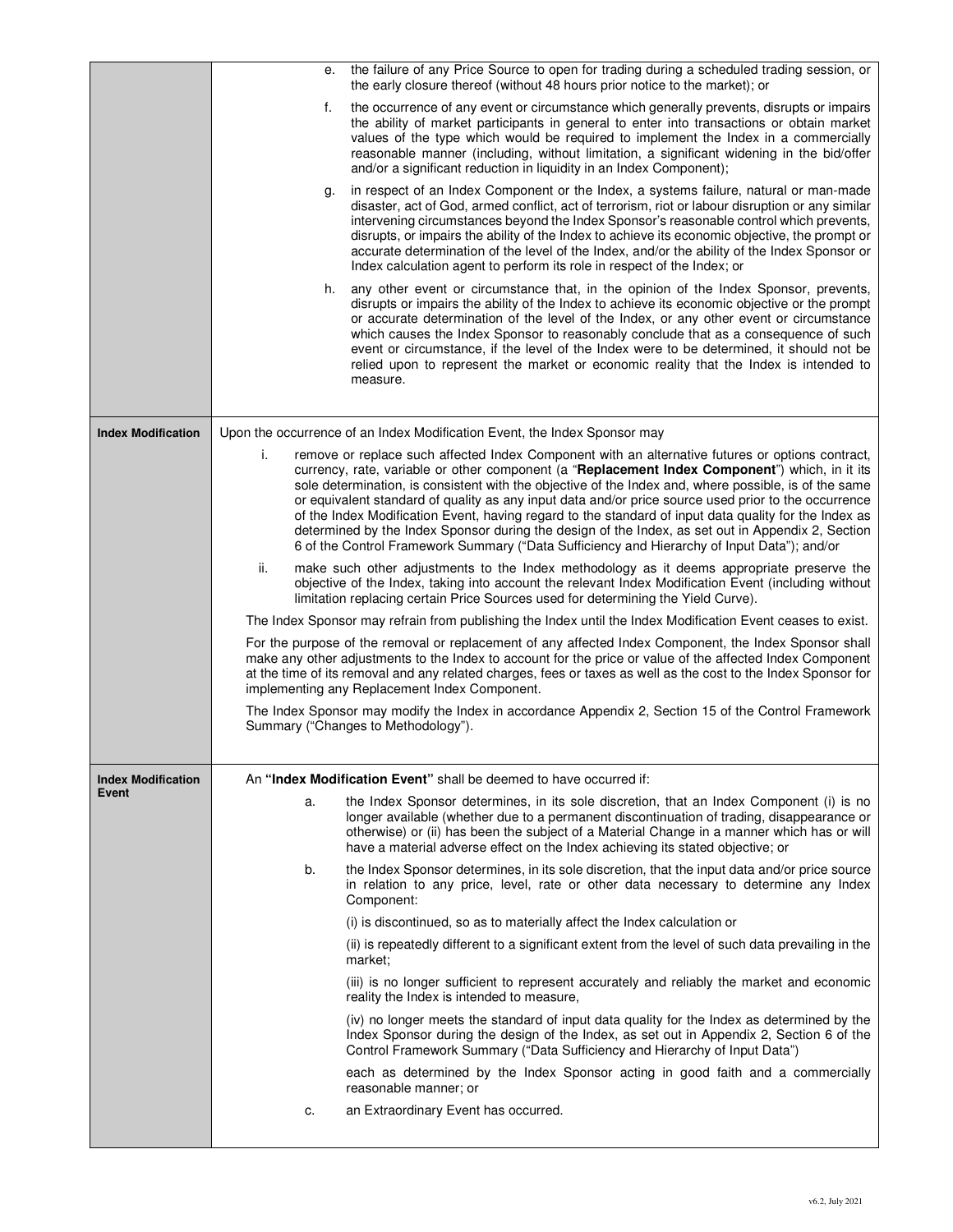| | |
|---|---|
| | e. the failure of any Price Source to open for trading during a scheduled trading session, or the early closure thereof (without 48 hours prior notice to the market); or<br><br>f. the occurrence of any event or circumstance which generally prevents, disrupts or impairs the ability of market participants in general to enter into transactions or obtain market values of the type which would be required to implement the Index in a commercially reasonable manner (including, without limitation, a significant widening in the bid/offer and/or a significant reduction in liquidity in an Index Component);<br><br>g. in respect of an Index Component or the Index, a systems failure, natural or man-made disaster, act of God, armed conflict, act of terrorism, riot or labour disruption or any similar intervening circumstances beyond the Index Sponsor's reasonable control which prevents, disrupts, or impairs the ability of the Index to achieve its economic objective, the prompt or accurate determination of the level of the Index, and/or the ability of the Index Sponsor or Index calculation agent to perform its role in respect of the Index; or<br><br>h. any other event or circumstance that, in the opinion of the Index Sponsor, prevents, disrupts or impairs the ability of the Index to achieve its economic objective or the prompt or accurate determination of the level of the Index, or any other event or circumstance which causes the Index Sponsor to reasonably conclude that as a consequence of such event or circumstance, if the level of the Index were to be determined, it should not be relied upon to represent the market or economic reality that the Index is intended to measure. |
| **Index Modification** | Upon the occurrence of an Index Modification Event, the Index Sponsor may<br><br>i. remove or replace such affected Index Component with an alternative futures or options contract, currency, rate, variable or other component (a "**Replacement Index Component**") which, in it its sole determination, is consistent with the objective of the Index and, where possible, is of the same or equivalent standard of quality as any input data and/or price source used prior to the occurrence of the Index Modification Event, having regard to the standard of input data quality for the Index as determined by the Index Sponsor during the design of the Index, as set out in Appendix 2, Section 6 of the Control Framework Summary ("Data Sufficiency and Hierarchy of Input Data"); and/or<br><br>ii. make such other adjustments to the Index methodology as it deems appropriate preserve the objective of the Index, taking into account the relevant Index Modification Event (including without limitation replacing certain Price Sources used for determining the Yield Curve).<br><br>The Index Sponsor may refrain from publishing the Index until the Index Modification Event ceases to exist.<br><br>For the purpose of the removal or replacement of any affected Index Component, the Index Sponsor shall make any other adjustments to the Index to account for the price or value of the affected Index Component at the time of its removal and any related charges, fees or taxes as well as the cost to the Index Sponsor for implementing any Replacement Index Component.<br><br>The Index Sponsor may modify the Index in accordance Appendix 2, Section 15 of the Control Framework Summary ("Changes to Methodology"). |
| **Index Modification Event** | An **"Index Modification Event"** shall be deemed to have occurred if:<br><br>a. the Index Sponsor determines, in its sole discretion, that an Index Component (i) is no longer available (whether due to a permanent discontinuation of trading, disappearance or otherwise) or (ii) has been the subject of a Material Change in a manner which has or will have a material adverse effect on the Index achieving its stated objective; or<br><br>b. the Index Sponsor determines, in its sole discretion, that the input data and/or price source in relation to any price, level, rate or other data necessary to determine any Index Component:<br><br>(i) is discontinued, so as to materially affect the Index calculation or<br><br>(ii) is repeatedly different to a significant extent from the level of such data prevailing in the market;<br><br>(iii) is no longer sufficient to represent accurately and reliably the market and economic reality the Index is intended to measure,<br><br>(iv) no longer meets the standard of input data quality for the Index as determined by the Index Sponsor during the design of the Index, as set out in Appendix 2, Section 6 of the Control Framework Summary ("Data Sufficiency and Hierarchy of Input Data")<br><br>each as determined by the Index Sponsor acting in good faith and a commercially reasonable manner; or<br><br>c. an Extraordinary Event has occurred. |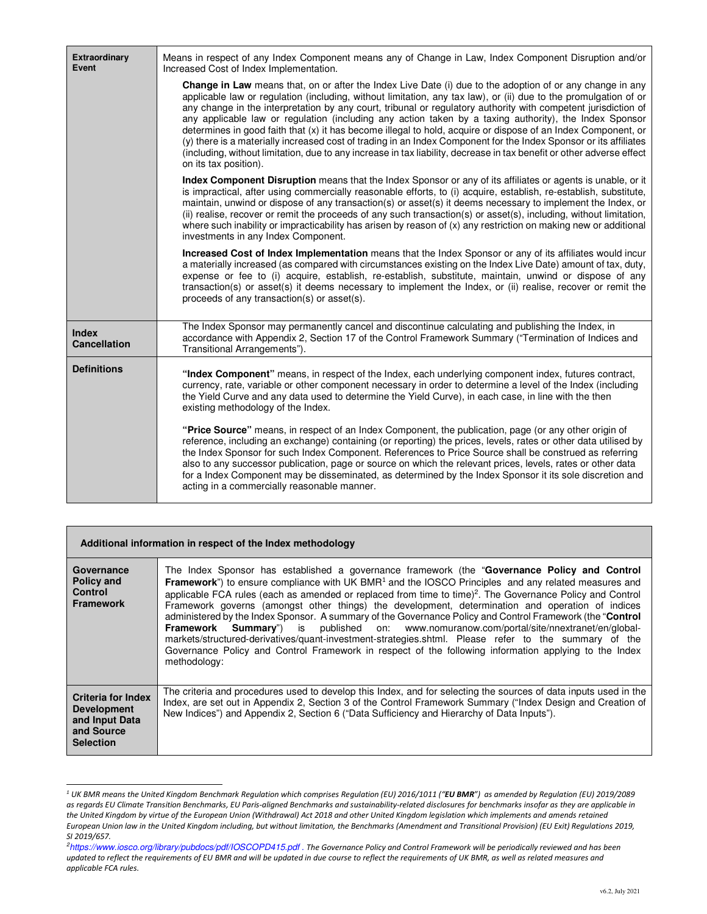| | |
|---|---|
| **Extraordinary Event** | Means in respect of any Index Component means any of Change in Law, Index Component Disruption and/or Increased Cost of Index Implementation.<br><br>**Change in Law** means that, on or after the Index Live Date (i) due to the adoption of or any change in any applicable law or regulation (including, without limitation, any tax law), or (ii) due to the promulgation of or any change in the interpretation by any court, tribunal or regulatory authority with competent jurisdiction of any applicable law or regulation (including any action taken by a taxing authority), the Index Sponsor determines in good faith that (x) it has become illegal to hold, acquire or dispose of an Index Component, or (y) there is a materially increased cost of trading in an Index Component for the Index Sponsor or its affiliates (including, without limitation, due to any increase in tax liability, decrease in tax benefit or other adverse effect on its tax position).<br><br>**Index Component Disruption** means that the Index Sponsor or any of its affiliates or agents is unable, or it is impractical, after using commercially reasonable efforts, to (i) acquire, establish, re-establish, substitute, maintain, unwind or dispose of any transaction(s) or asset(s) it deems necessary to implement the Index, or (ii) realise, recover or remit the proceeds of any such transaction(s) or asset(s), including, without limitation, where such inability or impracticability has arisen by reason of (x) any restriction on making new or additional investments in any Index Component.<br><br>**Increased Cost of Index Implementation** means that the Index Sponsor or any of its affiliates would incur a materially increased (as compared with circumstances existing on the Index Live Date) amount of tax, duty, expense or fee to (i) acquire, establish, re-establish, substitute, maintain, unwind or dispose of any transaction(s) or asset(s) it deems necessary to implement the Index, or (ii) realise, recover or remit the proceeds of any transaction(s) or asset(s). |
| **Index Cancellation** | The Index Sponsor may permanently cancel and discontinue calculating and publishing the Index, in accordance with Appendix 2, Section 17 of the Control Framework Summary ("Termination of Indices and Transitional Arrangements"). |
| **Definitions** | **"Index Component"** means, in respect of the Index, each underlying component index, futures contract, currency, rate, variable or other component necessary in order to determine a level of the Index (including the Yield Curve and any data used to determine the Yield Curve), in each case, in line with the then existing methodology of the Index.<br><br>**"Price Source"** means, in respect of an Index Component, the publication, page (or any other origin of reference, including an exchange) containing (or reporting) the prices, levels, rates or other data utilised by the Index Sponsor for such Index Component. References to Price Source shall be construed as referring also to any successor publication, page or source on which the relevant prices, levels, rates or other data for a Index Component may be disseminated, as determined by the Index Sponsor it its sole discretion and acting in a commercially reasonable manner. |

| **Additional information in respect of the Index methodology** | |
|---|---|
| **Governance Policy and Control Framework** | The Index Sponsor has established a governance framework (the "**Governance Policy and Control Framework**") to ensure compliance with UK BMR[1] and the IOSCO Principles and any related measures and applicable FCA rules (each as amended or replaced from time to time)[2]. The Governance Policy and Control Framework governs (amongst other things) the development, determination and operation of indices administered by the Index Sponsor. A summary of the Governance Policy and Control Framework (the "**Control Framework Summary**") is published on: www.nomuranow.com/portal/site/nnextranet/en/global-markets/structured-derivatives/quant-investment-strategies.shtml. Please refer to the summary of the Governance Policy and Control Framework in respect of the following information applying to the Index methodology: |
| **Criteria for Index Development and Input Data and Source Selection** | The criteria and procedures used to develop this Index, and for selecting the sources of data inputs used in the Index, are set out in Appendix 2, Section 3 of the Control Framework Summary ("Index Design and Creation of New Indices") and Appendix 2, Section 6 ("Data Sufficiency and Hierarchy of Data Inputs"). |

[1] *UK BMR means the United Kingdom Benchmark Regulation which comprises Regulation (EU) 2016/1011 ("**EU BMR**") as amended by Regulation (EU) 2019/2089 as regards EU Climate Transition Benchmarks, EU Paris-aligned Benchmarks and sustainability-related disclosures for benchmarks insofar as they are applicable in the United Kingdom by virtue of the European Union (Withdrawal) Act 2018 and other United Kingdom legislation which implements and amends retained European Union law in the United Kingdom including, but without limitation, the Benchmarks (Amendment and Transitional Provision) (EU Exit) Regulations 2019, SI 2019/657.*

[2] *https://www.iosco.org/library/pubdocs/pdf/IOSCOPD415.pdf . The Governance Policy and Control Framework will be periodically reviewed and has been updated to reflect the requirements of EU BMR and will be updated in due course to reflect the requirements of UK BMR, as well as related measures and applicable FCA rules.*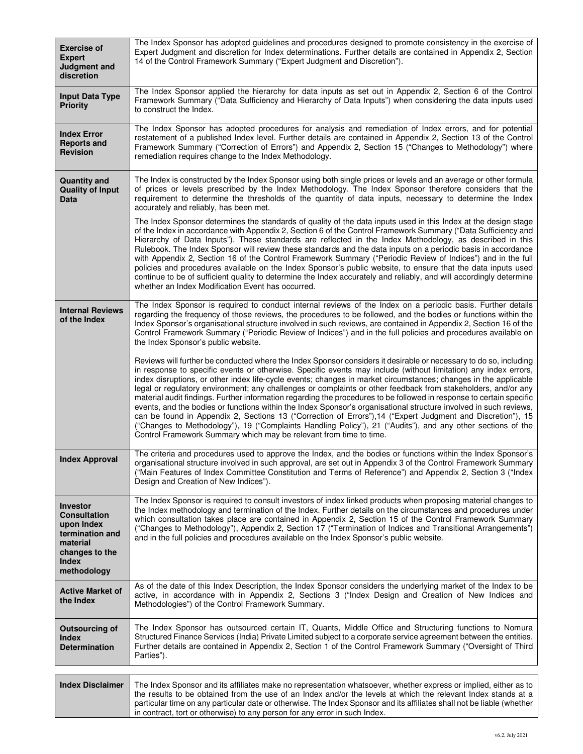| | |
|---|---|
| **Exercise of Expert Judgment and discretion** | The Index Sponsor has adopted guidelines and procedures designed to promote consistency in the exercise of Expert Judgment and discretion for Index determinations. Further details are contained in Appendix 2, Section 14 of the Control Framework Summary ("Expert Judgment and Discretion"). |
| **Input Data Type Priority** | The Index Sponsor applied the hierarchy for data inputs as set out in Appendix 2, Section 6 of the Control Framework Summary ("Data Sufficiency and Hierarchy of Data Inputs") when considering the data inputs used to construct the Index. |
| **Index Error Reports and Revision** | The Index Sponsor has adopted procedures for analysis and remediation of Index errors, and for potential restatement of a published Index level. Further details are contained in Appendix 2, Section 13 of the Control Framework Summary ("Correction of Errors") and Appendix 2, Section 15 ("Changes to Methodology") where remediation requires change to the Index Methodology. |
| **Quantity and Quality of Input Data** | The Index is constructed by the Index Sponsor using both single prices or levels and an average or other formula of prices or levels prescribed by the Index Methodology. The Index Sponsor therefore considers that the requirement to determine the thresholds of the quantity of data inputs, necessary to determine the Index accurately and reliably, has been met.<br><br>The Index Sponsor determines the standards of quality of the data inputs used in this Index at the design stage of the Index in accordance with Appendix 2, Section 6 of the Control Framework Summary ("Data Sufficiency and Hierarchy of Data Inputs"). These standards are reflected in the Index Methodology, as described in this Rulebook. The Index Sponsor will review these standards and the data inputs on a periodic basis in accordance with Appendix 2, Section 16 of the Control Framework Summary ("Periodic Review of Indices") and in the full policies and procedures available on the Index Sponsor's public website, to ensure that the data inputs used continue to be of sufficient quality to determine the Index accurately and reliably, and will accordingly determine whether an Index Modification Event has occurred. |
| **Internal Reviews of the Index** | The Index Sponsor is required to conduct internal reviews of the Index on a periodic basis. Further details regarding the frequency of those reviews, the procedures to be followed, and the bodies or functions within the Index Sponsor's organisational structure involved in such reviews, are contained in Appendix 2, Section 16 of the Control Framework Summary ("Periodic Review of Indices") and in the full policies and procedures available on the Index Sponsor's public website.<br><br>Reviews will further be conducted where the Index Sponsor considers it desirable or necessary to do so, including in response to specific events or otherwise. Specific events may include (without limitation) any index errors, index disruptions, or other index life-cycle events; changes in market circumstances; changes in the applicable legal or regulatory environment; any challenges or complaints or other feedback from stakeholders, and/or any material audit findings. Further information regarding the procedures to be followed in response to certain specific events, and the bodies or functions within the Index Sponsor's organisational structure involved in such reviews, can be found in Appendix 2, Sections 13 ("Correction of Errors"),14 ("Expert Judgment and Discretion"), 15 ("Changes to Methodology"), 19 ("Complaints Handling Policy"), 21 ("Audits"), and any other sections of the Control Framework Summary which may be relevant from time to time. |
| **Index Approval** | The criteria and procedures used to approve the Index, and the bodies or functions within the Index Sponsor's organisational structure involved in such approval, are set out in Appendix 3 of the Control Framework Summary ("Main Features of Index Committee Constitution and Terms of Reference") and Appendix 2, Section 3 ("Index Design and Creation of New Indices"). |
| **Investor Consultation upon Index termination and material changes to the Index methodology** | The Index Sponsor is required to consult investors of index linked products when proposing material changes to the Index methodology and termination of the Index. Further details on the circumstances and procedures under which consultation takes place are contained in Appendix 2, Section 15 of the Control Framework Summary ("Changes to Methodology"), Appendix 2, Section 17 ("Termination of Indices and Transitional Arrangements") and in the full policies and procedures available on the Index Sponsor's public website. |
| **Active Market of the Index** | As of the date of this Index Description, the Index Sponsor considers the underlying market of the Index to be active, in accordance with in Appendix 2, Sections 3 ("Index Design and Creation of New Indices and Methodologies") of the Control Framework Summary. |
| **Outsourcing of Index Determination** | The Index Sponsor has outsourced certain IT, Quants, Middle Office and Structuring functions to Nomura Structured Finance Services (India) Private Limited subject to a corporate service agreement between the entities. Further details are contained in Appendix 2, Section 1 of the Control Framework Summary ("Oversight of Third Parties"). |

| | |
|---|---|
| **Index Disclaimer** | The Index Sponsor and its affiliates make no representation whatsoever, whether express or implied, either as to the results to be obtained from the use of an Index and/or the levels at which the relevant Index stands at a particular time on any particular date or otherwise. The Index Sponsor and its affiliates shall not be liable (whether in contract, tort or otherwise) to any person for any error in such Index. |

v6.2, July 2021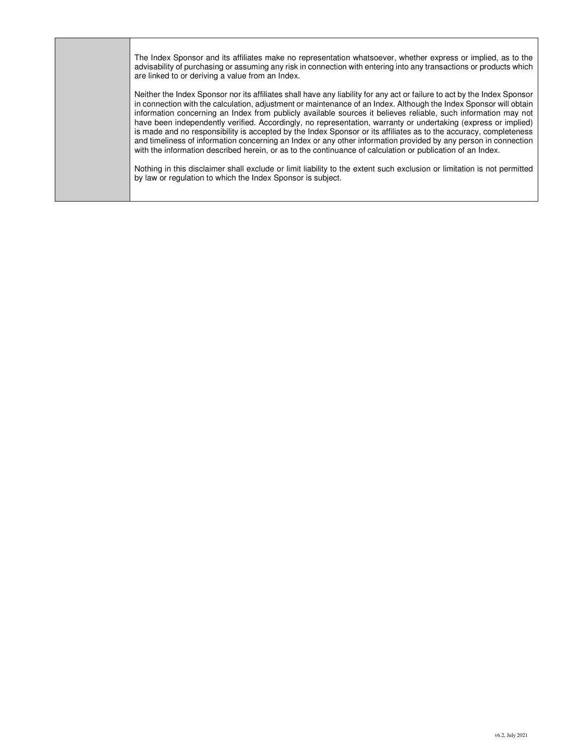| | |
|---|---|
| | The Index Sponsor and its affiliates make no representation whatsoever, whether express or implied, as to the advisability of purchasing or assuming any risk in connection with entering into any transactions or products which are linked to or deriving a value from an Index.<br><br>Neither the Index Sponsor nor its affiliates shall have any liability for any act or failure to act by the Index Sponsor in connection with the calculation, adjustment or maintenance of an Index. Although the Index Sponsor will obtain information concerning an Index from publicly available sources it believes reliable, such information may not have been independently verified. Accordingly, no representation, warranty or undertaking (express or implied) is made and no responsibility is accepted by the Index Sponsor or its affiliates as to the accuracy, completeness and timeliness of information concerning an Index or any other information provided by any person in connection with the information described herein, or as to the continuance of calculation or publication of an Index.<br><br>Nothing in this disclaimer shall exclude or limit liability to the extent such exclusion or limitation is not permitted by law or regulation to which the Index Sponsor is subject. |

v6.2, July 2021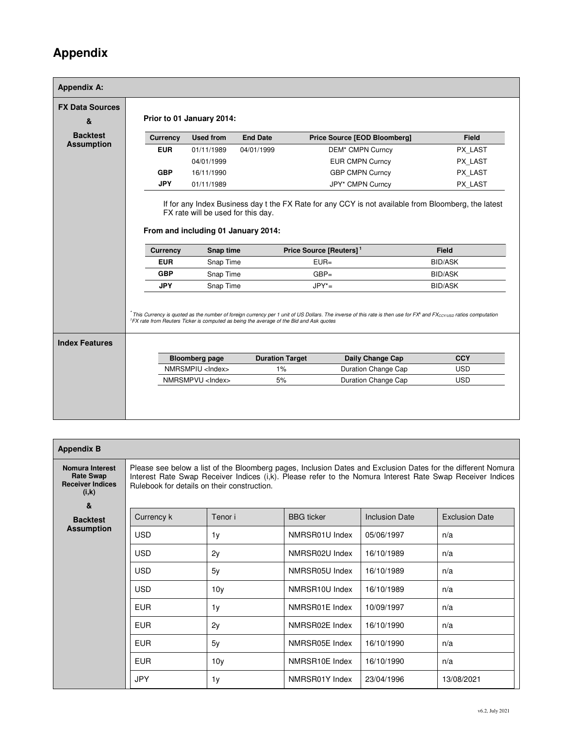# Appendix

## Appendix A:

### FX Data Sources & Backtest Assumption

**Prior to 01 January 2014:**

| Currency | Used from | End Date | Price Source [EOD Bloomberg] | Field |
|---|---|---|---|---|
| **EUR** | 01/11/1989 | 04/01/1999 | DEM* CMPN Curncy | PX_LAST |
| | 04/01/1999 | | EUR CMPN Curncy | PX_LAST |
| **GBP** | 16/11/1990 | | GBP CMPN Curncy | PX_LAST |
| **JPY** | 01/11/1989 | | JPY* CMPN Curncy | PX_LAST |

If for any Index Business day t the FX Rate for any CCY is not available from Bloomberg, the latest FX rate will be used for this day.

**From and including 01 January 2014:**

| Currency | Snap time | Price Source [Reuters] [1] | Field |
|---|---|---|---|
| **EUR** | Snap Time | EUR= | BID/ASK |
| **GBP** | Snap Time | GBP= | BID/ASK |
| **JPY** | Snap Time | JPY*= | BID/ASK |

*\* This Currency is quoted as the number of foreign currency per 1 unit of US Dollars. The inverse of this rate is then use for $FX^k$ and $FX_{CCY/USD}$ ratios computation*

*[1] FX rate from Reuters Ticker is computed as being the average of the Bid and Ask quotes*

### Index Features

| Bloomberg page | Duration Target | Daily Change Cap | CCY |
|---|---|---|---|
| NMRSMPIU <Index> | 1% | Duration Change Cap | USD |
| NMRSMPVU <Index> | 5% | Duration Change Cap | USD |

## Appendix B

### Nomura Interest Rate Swap Receiver Indices (i,k) & Backtest Assumption

Please see below a list of the Bloomberg pages, Inclusion Dates and Exclusion Dates for the different Nomura Interest Rate Swap Receiver Indices (i,k). Please refer to the Nomura Interest Rate Swap Receiver Indices Rulebook for details on their construction.

| Currency k | Tenor i | BBG ticker | Inclusion Date | Exclusion Date |
|---|---|---|---|---|
| USD | 1y | NMRSR01U Index | 05/06/1997 | n/a |
| USD | 2y | NMRSR02U Index | 16/10/1989 | n/a |
| USD | 5y | NMRSR05U Index | 16/10/1989 | n/a |
| USD | 10y | NMRSR10U Index | 16/10/1989 | n/a |
| EUR | 1y | NMRSR01E Index | 10/09/1997 | n/a |
| EUR | 2y | NMRSR02E Index | 16/10/1990 | n/a |
| EUR | 5y | NMRSR05E Index | 16/10/1990 | n/a |
| EUR | 10y | NMRSR10E Index | 16/10/1990 | n/a |
| JPY | 1y | NMRSR01Y Index | 23/04/1996 | 13/08/2021 |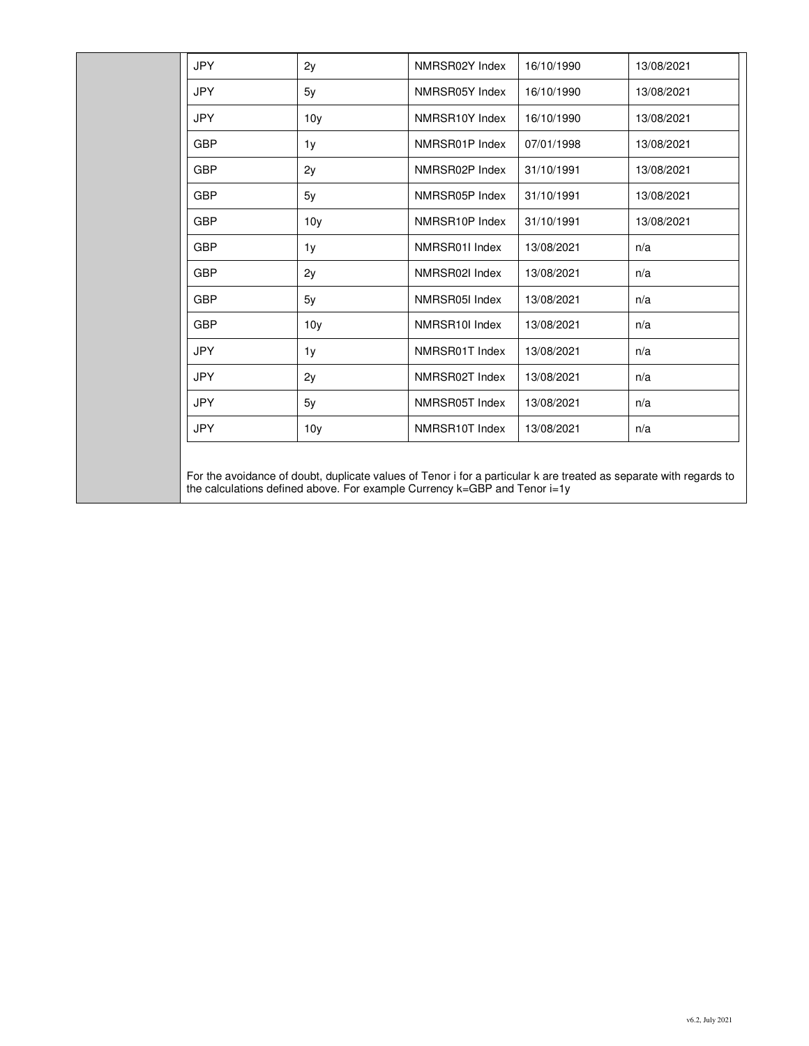| JPY | 2y | NMRSR02Y Index | 16/10/1990 | 13/08/2021 |
|---|---|---|---|---|
| JPY | 5y | NMRSR05Y Index | 16/10/1990 | 13/08/2021 |
| JPY | 10y | NMRSR10Y Index | 16/10/1990 | 13/08/2021 |
| GBP | 1y | NMRSR01P Index | 07/01/1998 | 13/08/2021 |
| GBP | 2y | NMRSR02P Index | 31/10/1991 | 13/08/2021 |
| GBP | 5y | NMRSR05P Index | 31/10/1991 | 13/08/2021 |
| GBP | 10y | NMRSR10P Index | 31/10/1991 | 13/08/2021 |
| GBP | 1y | NMRSR01I Index | 13/08/2021 | n/a |
| GBP | 2y | NMRSR02I Index | 13/08/2021 | n/a |
| GBP | 5y | NMRSR05I Index | 13/08/2021 | n/a |
| GBP | 10y | NMRSR10I Index | 13/08/2021 | n/a |
| JPY | 1y | NMRSR01T Index | 13/08/2021 | n/a |
| JPY | 2y | NMRSR02T Index | 13/08/2021 | n/a |
| JPY | 5y | NMRSR05T Index | 13/08/2021 | n/a |
| JPY | 10y | NMRSR10T Index | 13/08/2021 | n/a |

For the avoidance of doubt, duplicate values of Tenor i for a particular k are treated as separate with regards to the calculations defined above. For example Currency k=GBP and Tenor i=1y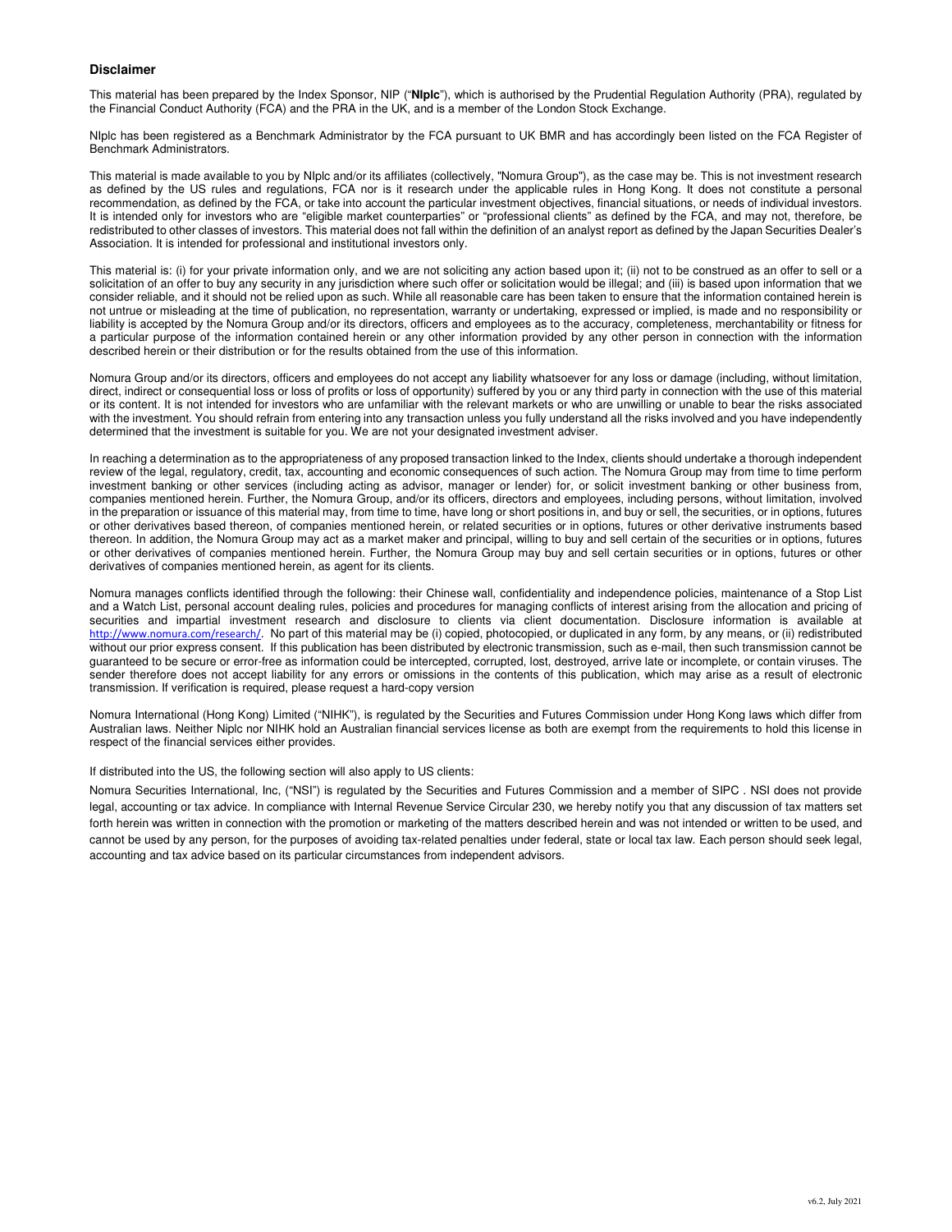### Disclaimer

This material has been prepared by the Index Sponsor, NIP ("**NIplc**"), which is authorised by the Prudential Regulation Authority (PRA), regulated by the Financial Conduct Authority (FCA) and the PRA in the UK, and is a member of the London Stock Exchange.

NIplc has been registered as a Benchmark Administrator by the FCA pursuant to UK BMR and has accordingly been listed on the FCA Register of Benchmark Administrators.

This material is made available to you by NIplc and/or its affiliates (collectively, "Nomura Group"), as the case may be. This is not investment research as defined by the US rules and regulations, FCA nor is it research under the applicable rules in Hong Kong. It does not constitute a personal recommendation, as defined by the FCA, or take into account the particular investment objectives, financial situations, or needs of individual investors. It is intended only for investors who are "eligible market counterparties" or "professional clients" as defined by the FCA, and may not, therefore, be redistributed to other classes of investors. This material does not fall within the definition of an analyst report as defined by the Japan Securities Dealer's Association. It is intended for professional and institutional investors only.

This material is: (i) for your private information only, and we are not soliciting any action based upon it; (ii) not to be construed as an offer to sell or a solicitation of an offer to buy any security in any jurisdiction where such offer or solicitation would be illegal; and (iii) is based upon information that we consider reliable, and it should not be relied upon as such. While all reasonable care has been taken to ensure that the information contained herein is not untrue or misleading at the time of publication, no representation, warranty or undertaking, expressed or implied, is made and no responsibility or liability is accepted by the Nomura Group and/or its directors, officers and employees as to the accuracy, completeness, merchantability or fitness for a particular purpose of the information contained herein or any other information provided by any other person in connection with the information described herein or their distribution or for the results obtained from the use of this information.

Nomura Group and/or its directors, officers and employees do not accept any liability whatsoever for any loss or damage (including, without limitation, direct, indirect or consequential loss or loss of profits or loss of opportunity) suffered by you or any third party in connection with the use of this material or its content. It is not intended for investors who are unfamiliar with the relevant markets or who are unwilling or unable to bear the risks associated with the investment. You should refrain from entering into any transaction unless you fully understand all the risks involved and you have independently determined that the investment is suitable for you. We are not your designated investment adviser.

In reaching a determination as to the appropriateness of any proposed transaction linked to the Index, clients should undertake a thorough independent review of the legal, regulatory, credit, tax, accounting and economic consequences of such action. The Nomura Group may from time to time perform investment banking or other services (including acting as advisor, manager or lender) for, or solicit investment banking or other business from, companies mentioned herein. Further, the Nomura Group, and/or its officers, directors and employees, including persons, without limitation, involved in the preparation or issuance of this material may, from time to time, have long or short positions in, and buy or sell, the securities, or in options, futures or other derivatives based thereon, of companies mentioned herein, or related securities or in options, futures or other derivative instruments based thereon. In addition, the Nomura Group may act as a market maker and principal, willing to buy and sell certain of the securities or in options, futures or other derivatives of companies mentioned herein. Further, the Nomura Group may buy and sell certain securities or in options, futures or other derivatives of companies mentioned herein, as agent for its clients.

Nomura manages conflicts identified through the following: their Chinese wall, confidentiality and independence policies, maintenance of a Stop List and a Watch List, personal account dealing rules, policies and procedures for managing conflicts of interest arising from the allocation and pricing of securities and impartial investment research and disclosure to clients via client documentation. Disclosure information is available at http://www.nomura.com/research/. No part of this material may be (i) copied, photocopied, or duplicated in any form, by any means, or (ii) redistributed without our prior express consent. If this publication has been distributed by electronic transmission, such as e-mail, then such transmission cannot be guaranteed to be secure or error-free as information could be intercepted, corrupted, lost, destroyed, arrive late or incomplete, or contain viruses. The sender therefore does not accept liability for any errors or omissions in the contents of this publication, which may arise as a result of electronic transmission. If verification is required, please request a hard-copy version

Nomura International (Hong Kong) Limited ("NIHK"), is regulated by the Securities and Futures Commission under Hong Kong laws which differ from Australian laws. Neither Niplc nor NIHK hold an Australian financial services license as both are exempt from the requirements to hold this license in respect of the financial services either provides.

If distributed into the US, the following section will also apply to US clients:

Nomura Securities International, Inc, ("NSI") is regulated by the Securities and Futures Commission and a member of SIPC . NSI does not provide legal, accounting or tax advice. In compliance with Internal Revenue Service Circular 230, we hereby notify you that any discussion of tax matters set forth herein was written in connection with the promotion or marketing of the matters described herein and was not intended or written to be used, and cannot be used by any person, for the purposes of avoiding tax-related penalties under federal, state or local tax law. Each person should seek legal, accounting and tax advice based on its particular circumstances from independent advisors.

v6.2, July 2021